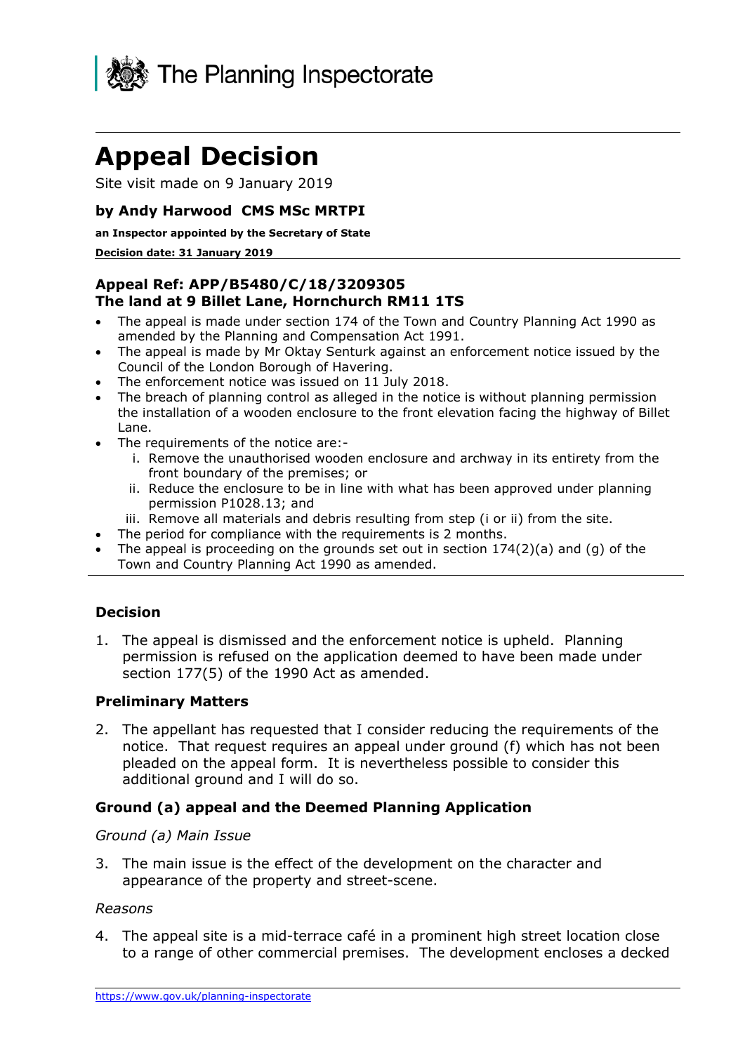The Planning Inspectorate

# Appeal Decision

Site visit made on 9 January 2019

### by Andy Harwood CMS MSc MRTPI

**an Inspector appointed by the Secretary of State**

**Decision date: 31 January 2019**

### Appeal Ref: APP/B5480/C/18/3209305
### The land at 9 Billet Lane, Hornchurch RM11 1TS

- The appeal is made under section 174 of the Town and Country Planning Act 1990 as amended by the Planning and Compensation Act 1991.
- The appeal is made by Mr Oktay Senturk against an enforcement notice issued by the Council of the London Borough of Havering.
- The enforcement notice was issued on 11 July 2018.
- The breach of planning control as alleged in the notice is without planning permission the installation of a wooden enclosure to the front elevation facing the highway of Billet Lane.
- The requirements of the notice are:-
  - i. Remove the unauthorised wooden enclosure and archway in its entirety from the front boundary of the premises; or
  - ii. Reduce the enclosure to be in line with what has been approved under planning permission P1028.13; and
  - iii. Remove all materials and debris resulting from step (i or ii) from the site.
- The period for compliance with the requirements is 2 months.
- The appeal is proceeding on the grounds set out in section 174(2)(a) and (g) of the Town and Country Planning Act 1990 as amended.

## Decision

1. The appeal is dismissed and the enforcement notice is upheld. Planning permission is refused on the application deemed to have been made under section 177(5) of the 1990 Act as amended.

## Preliminary Matters

2. The appellant has requested that I consider reducing the requirements of the notice. That request requires an appeal under ground (f) which has not been pleaded on the appeal form. It is nevertheless possible to consider this additional ground and I will do so.

## Ground (a) appeal and the Deemed Planning Application

*Ground (a) Main Issue*

3. The main issue is the effect of the development on the character and appearance of the property and street-scene.

*Reasons*

4. The appeal site is a mid-terrace café in a prominent high street location close to a range of other commercial premises. The development encloses a decked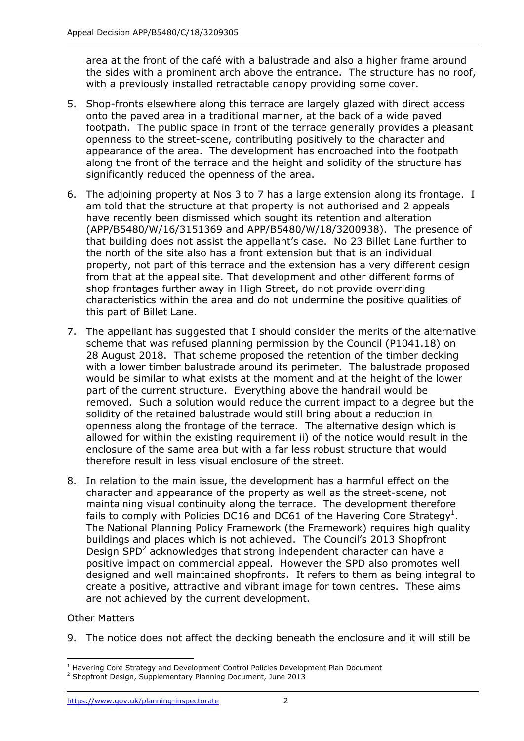area at the front of the café with a balustrade and also a higher frame around the sides with a prominent arch above the entrance. The structure has no roof, with a previously installed retractable canopy providing some cover.

5. Shop-fronts elsewhere along this terrace are largely glazed with direct access onto the paved area in a traditional manner, at the back of a wide paved footpath. The public space in front of the terrace generally provides a pleasant openness to the street-scene, contributing positively to the character and appearance of the area. The development has encroached into the footpath along the front of the terrace and the height and solidity of the structure has significantly reduced the openness of the area.

6. The adjoining property at Nos 3 to 7 has a large extension along its frontage. I am told that the structure at that property is not authorised and 2 appeals have recently been dismissed which sought its retention and alteration (APP/B5480/W/16/3151369 and APP/B5480/W/18/3200938). The presence of that building does not assist the appellant's case. No 23 Billet Lane further to the north of the site also has a front extension but that is an individual property, not part of this terrace and the extension has a very different design from that at the appeal site. That development and other different forms of shop frontages further away in High Street, do not provide overriding characteristics within the area and do not undermine the positive qualities of this part of Billet Lane.

7. The appellant has suggested that I should consider the merits of the alternative scheme that was refused planning permission by the Council (P1041.18) on 28 August 2018. That scheme proposed the retention of the timber decking with a lower timber balustrade around its perimeter. The balustrade proposed would be similar to what exists at the moment and at the height of the lower part of the current structure. Everything above the handrail would be removed. Such a solution would reduce the current impact to a degree but the solidity of the retained balustrade would still bring about a reduction in openness along the frontage of the terrace. The alternative design which is allowed for within the existing requirement ii) of the notice would result in the enclosure of the same area but with a far less robust structure that would therefore result in less visual enclosure of the street.

8. In relation to the main issue, the development has a harmful effect on the character and appearance of the property as well as the street-scene, not maintaining visual continuity along the terrace. The development therefore fails to comply with Policies DC16 and DC61 of the Havering Core Strategy[1]. The National Planning Policy Framework (the Framework) requires high quality buildings and places which is not achieved. The Council's 2013 Shopfront Design SPD[2] acknowledges that strong independent character can have a positive impact on commercial appeal. However the SPD also promotes well designed and well maintained shopfronts. It refers to them as being integral to create a positive, attractive and vibrant image for town centres. These aims are not achieved by the current development.

Other Matters

9. The notice does not affect the decking beneath the enclosure and it will still be

[1] Havering Core Strategy and Development Control Policies Development Plan Document

[2] Shopfront Design, Supplementary Planning Document, June 2013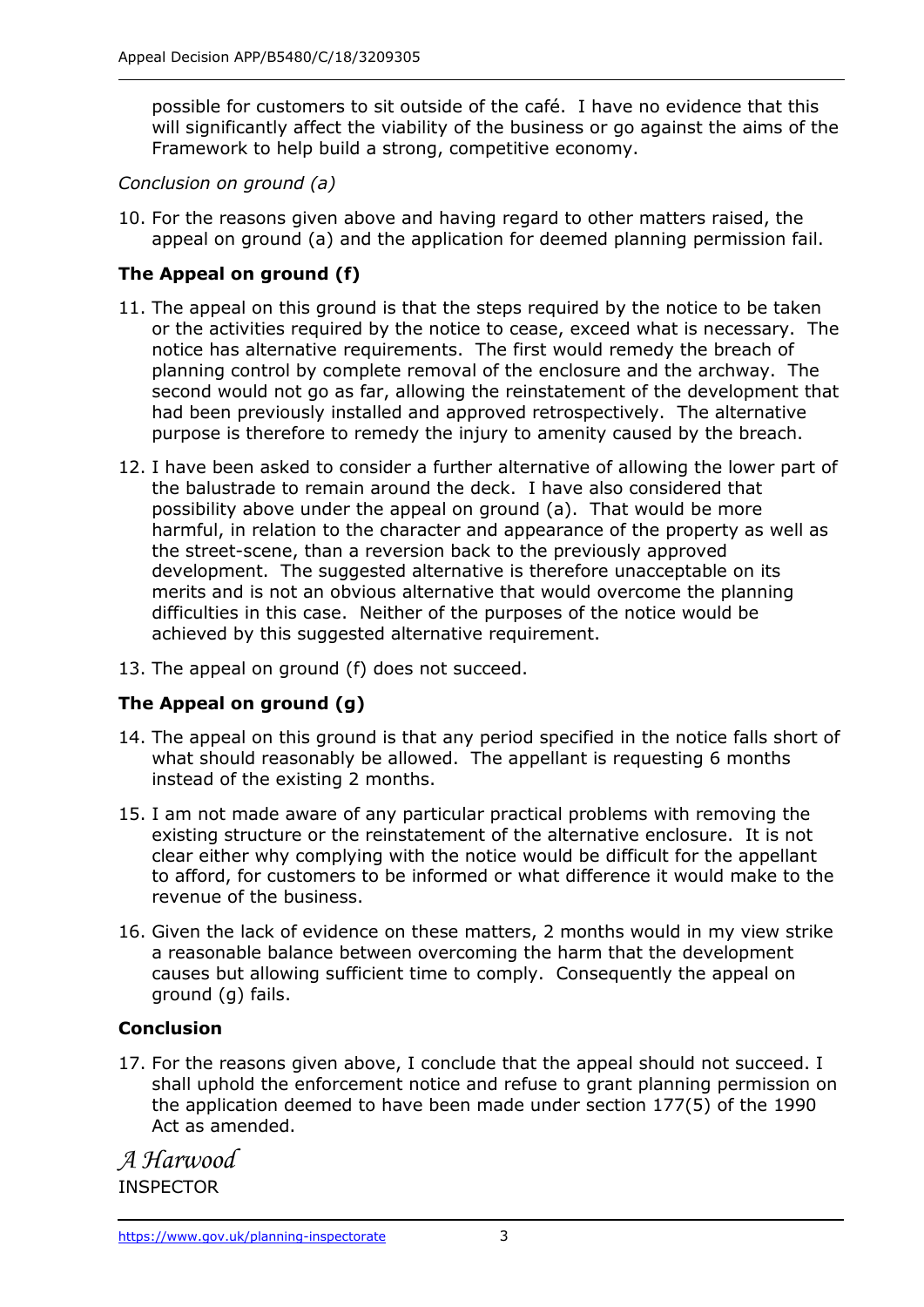possible for customers to sit outside of the café. I have no evidence that this will significantly affect the viability of the business or go against the aims of the Framework to help build a strong, competitive economy.

*Conclusion on ground (a)*

10. For the reasons given above and having regard to other matters raised, the appeal on ground (a) and the application for deemed planning permission fail.

## The Appeal on ground (f)

11. The appeal on this ground is that the steps required by the notice to be taken or the activities required by the notice to cease, exceed what is necessary. The notice has alternative requirements. The first would remedy the breach of planning control by complete removal of the enclosure and the archway. The second would not go as far, allowing the reinstatement of the development that had been previously installed and approved retrospectively. The alternative purpose is therefore to remedy the injury to amenity caused by the breach.

12. I have been asked to consider a further alternative of allowing the lower part of the balustrade to remain around the deck. I have also considered that possibility above under the appeal on ground (a). That would be more harmful, in relation to the character and appearance of the property as well as the street-scene, than a reversion back to the previously approved development. The suggested alternative is therefore unacceptable on its merits and is not an obvious alternative that would overcome the planning difficulties in this case. Neither of the purposes of the notice would be achieved by this suggested alternative requirement.

13. The appeal on ground (f) does not succeed.

## The Appeal on ground (g)

14. The appeal on this ground is that any period specified in the notice falls short of what should reasonably be allowed. The appellant is requesting 6 months instead of the existing 2 months.

15. I am not made aware of any particular practical problems with removing the existing structure or the reinstatement of the alternative enclosure. It is not clear either why complying with the notice would be difficult for the appellant to afford, for customers to be informed or what difference it would make to the revenue of the business.

16. Given the lack of evidence on these matters, 2 months would in my view strike a reasonable balance between overcoming the harm that the development causes but allowing sufficient time to comply. Consequently the appeal on ground (g) fails.

## Conclusion

17. For the reasons given above, I conclude that the appeal should not succeed. I shall uphold the enforcement notice and refuse to grant planning permission on the application deemed to have been made under section 177(5) of the 1990 Act as amended.

*A Harwood*

INSPECTOR